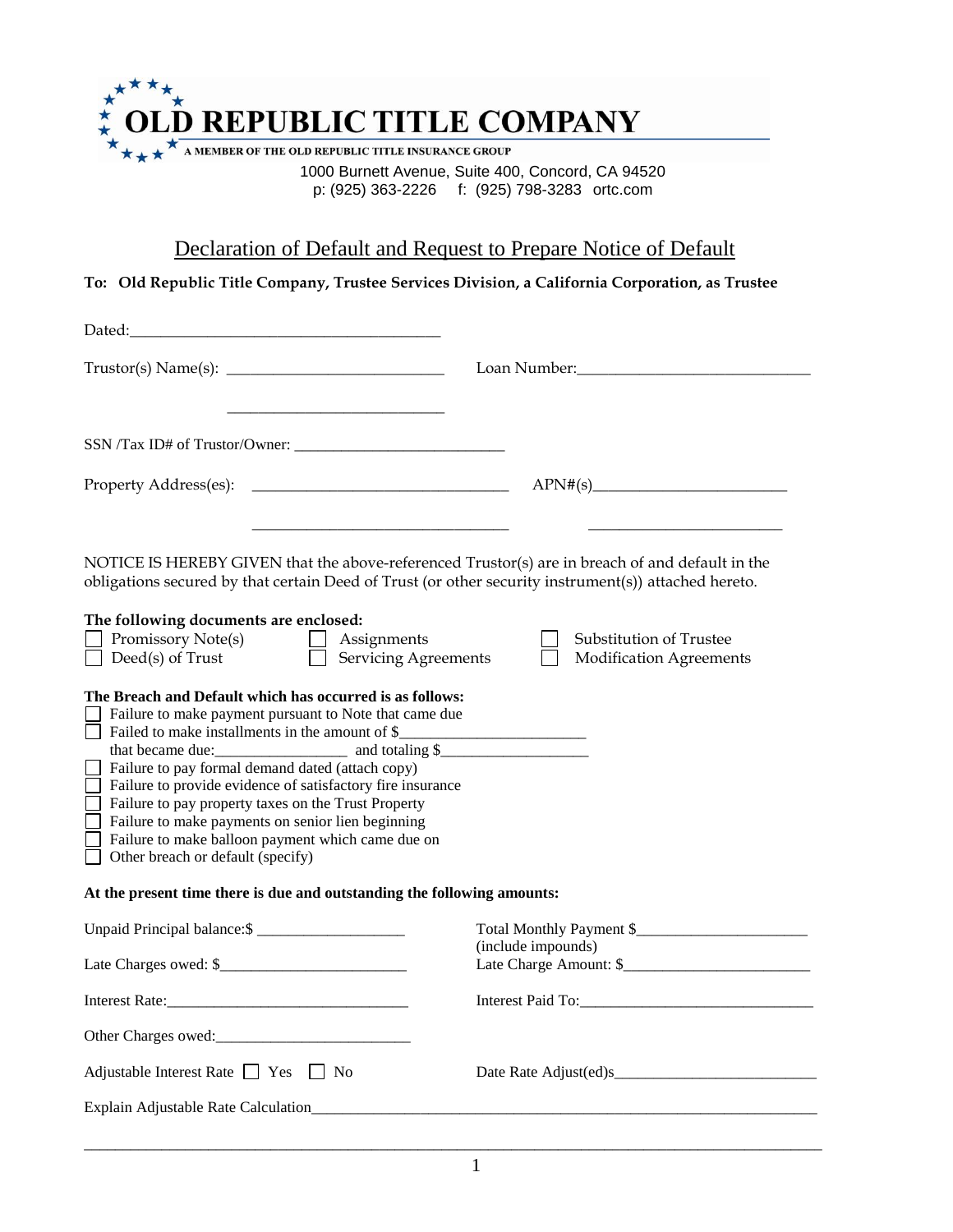# OLD REPUBLIC TITLE COMPANY

A MEMBER OF THE OLD REPUBLIC TITLE INSURANCE GROUP

1000 Burnett Avenue, Suite 400, Concord, CA 94520
p: (925) 363-2226 f: (925) 798-3283 ortc.com

## Declaration of Default and Request to Prepare Notice of Default

**To: Old Republic Title Company, Trustee Services Division, a California Corporation, as Trustee**

Dated:_______________________________________

Trustor(s) Name(s): ___________________________ Loan Number:_____________________________

___________________________

SSN /Tax ID# of Trustor/Owner: ___________________________

Property Address(es): ________________________________ APN#(s)________________________

________________________________ ________________________

NOTICE IS HEREBY GIVEN that the above-referenced Trustor(s) are in breach of and default in the obligations secured by that certain Deed of Trust (or other security instrument(s)) attached hereto.

**The following documents are enclosed:**

- ☐ Promissory Note(s)
- ☐ Deed(s) of Trust
- ☐ Assignments
- ☐ Servicing Agreements
- ☐ Substitution of Trustee
- ☐ Modification Agreements

**The Breach and Default which has occurred is as follows:**

- ☐ Failure to make payment pursuant to Note that came due
- ☐ Failed to make installments in the amount of $________________________ that became due:_________________ and totaling $___________________
- ☐ Failure to pay formal demand dated (attach copy)
- ☐ Failure to provide evidence of satisfactory fire insurance
- ☐ Failure to pay property taxes on the Trust Property
- ☐ Failure to make payments on senior lien beginning
- ☐ Failure to make balloon payment which came due on
- ☐ Other breach or default (specify)

**At the present time there is due and outstanding the following amounts:**

Unpaid Principal balance:$ ___________________

Total Monthly Payment $______________________ (include impounds)

Late Charges owed: $________________________

Late Charge Amount: $________________________

Interest Rate:_______________________________

Interest Paid To:______________________________

Other Charges owed:_________________________

Adjustable Interest Rate ☐ Yes ☐ No

Date Rate Adjust(ed)s__________________________

Explain Adjustable Rate Calculation_____________________________________________________________________

_____________________________________________________________________________________________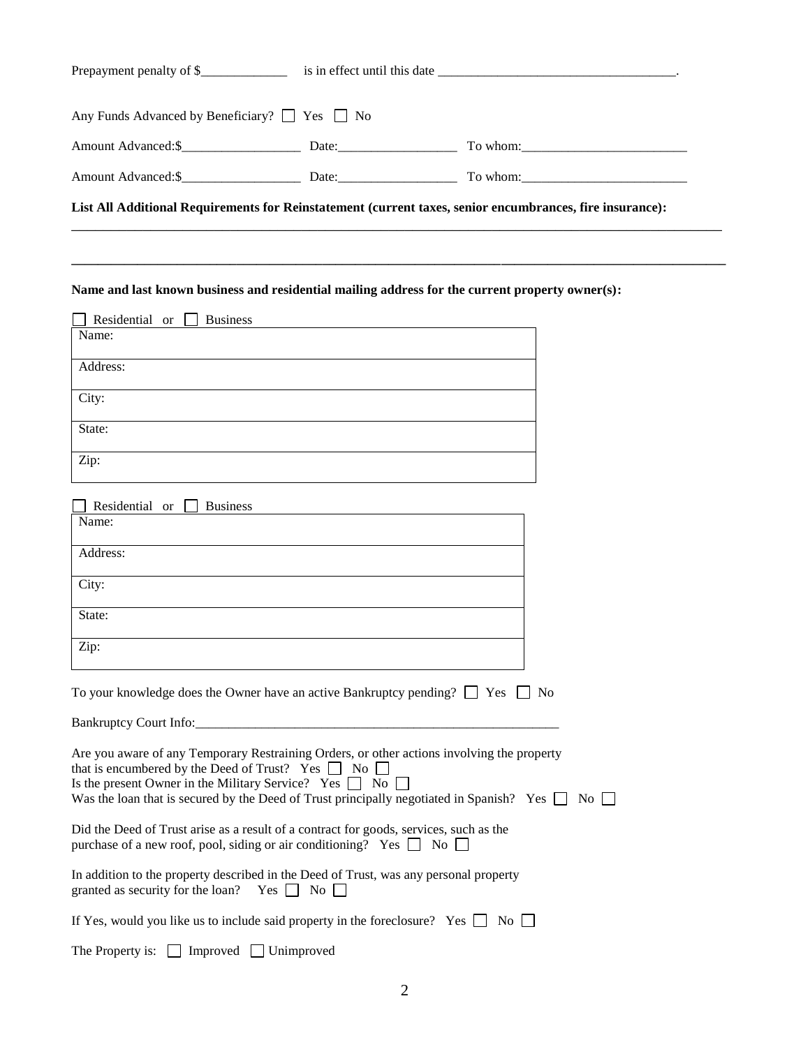Prepayment penalty of $_____________ is in effect until this date ___________________________________.

Any Funds Advanced by Beneficiary? ☐ Yes ☐ No

Amount Advanced:$__________________ Date:__________________ To whom:_________________________

Amount Advanced:$__________________ Date:__________________ To whom:_________________________

**List All Additional Requirements for Reinstatement (current taxes, senior encumbrances, fire insurance):**

_____________________________________________________________________________________________

_____________________________________________________________________________________________

**Name and last known business and residential mailing address for the current property owner(s):**

☐ Residential or ☐ Business

| |
|---|
| Name: |
| Address: |
| City: |
| State: |
| Zip: |

☐ Residential or ☐ Business

| |
|---|
| Name: |
| Address: |
| City: |
| State: |
| Zip: |

To your knowledge does the Owner have an active Bankruptcy pending? ☐ Yes ☐ No

Bankruptcy Court Info:_________________________________________________________

Are you aware of any Temporary Restraining Orders, or other actions involving the property that is encumbered by the Deed of Trust? Yes ☐ No ☐
Is the present Owner in the Military Service? Yes ☐ No ☐
Was the loan that is secured by the Deed of Trust principally negotiated in Spanish? Yes ☐ No ☐

Did the Deed of Trust arise as a result of a contract for goods, services, such as the purchase of a new roof, pool, siding or air conditioning? Yes ☐ No ☐

In addition to the property described in the Deed of Trust, was any personal property granted as security for the loan? Yes ☐ No ☐

If Yes, would you like us to include said property in the foreclosure? Yes ☐ No ☐

The Property is: ☐ Improved ☐ Unimproved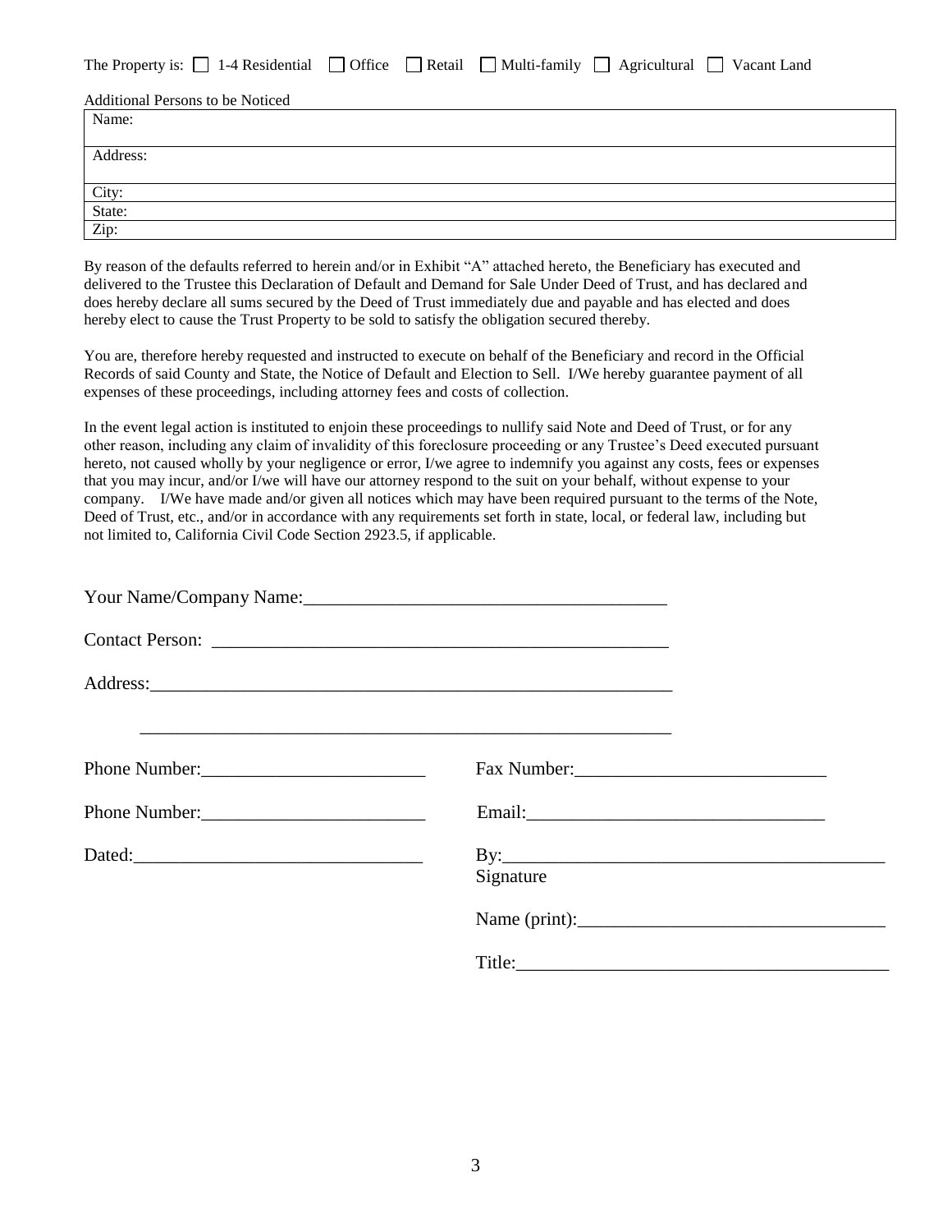The Property is: ☐ 1-4 Residential ☐ Office ☐ Retail ☐ Multi-family ☐ Agricultural ☐ Vacant Land

Additional Persons to be Noticed

| |
|---|
| Name: |
| Address: |
| City: |
| State: |
| Zip: |

By reason of the defaults referred to herein and/or in Exhibit "A" attached hereto, the Beneficiary has executed and delivered to the Trustee this Declaration of Default and Demand for Sale Under Deed of Trust, and has declared and does hereby declare all sums secured by the Deed of Trust immediately due and payable and has elected and does hereby elect to cause the Trust Property to be sold to satisfy the obligation secured thereby.

You are, therefore hereby requested and instructed to execute on behalf of the Beneficiary and record in the Official Records of said County and State, the Notice of Default and Election to Sell. I/We hereby guarantee payment of all expenses of these proceedings, including attorney fees and costs of collection.

In the event legal action is instituted to enjoin these proceedings to nullify said Note and Deed of Trust, or for any other reason, including any claim of invalidity of this foreclosure proceeding or any Trustee's Deed executed pursuant hereto, not caused wholly by your negligence or error, I/we agree to indemnify you against any costs, fees or expenses that you may incur, and/or I/we will have our attorney respond to the suit on your behalf, without expense to your company. I/We have made and/or given all notices which may have been required pursuant to the terms of the Note, Deed of Trust, etc., and/or in accordance with any requirements set forth in state, local, or federal law, including but not limited to, California Civil Code Section 2923.5, if applicable.

Your Name/Company Name:_______________________________________

Contact Person: _______________________________________________

Address:_____________________________________________________

_____________________________________________________

Phone Number:________________________ Fax Number:___________________________

Phone Number:________________________ Email:________________________________

Dated:_______________________________ By:_________________________________________
Signature

Name (print):________________________________

Title:______________________________________